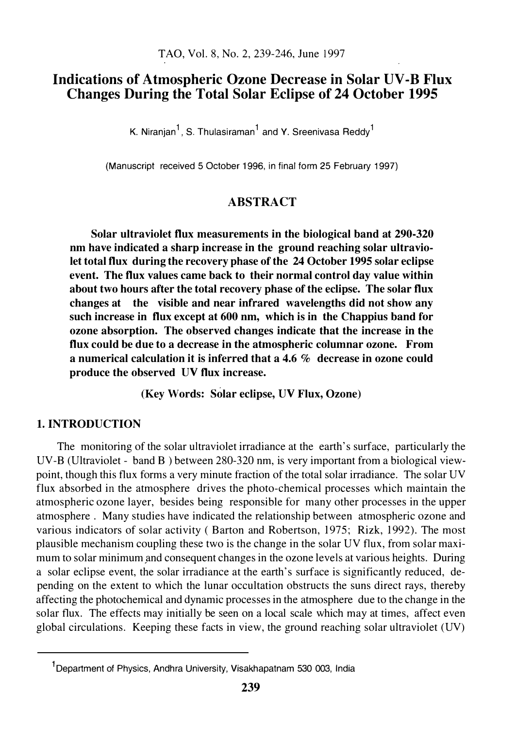# Indications of Atmospheric Ozone Decrease in Solar UV-B Flux Changes During the Total Solar Eclipse of 24 October 1995

K. Niranjan[1], S. Thulasiraman[1] and Y. Sreenivasa Reddy[1]

(Manuscript received 5 October 1996, in final form 25 February 1997)

## ABSTRACT

**Solar ultraviolet flux measurements in the biological band at 290-320 nm have indicated a sharp increase in the ground reaching solar ultraviolet total flux during the recovery phase of the 24 October 1995 solar eclipse event. The flux values came back to their normal control day value within about two hours after the total recovery phase of the eclipse. The solar flux changes at the visible and near infrared wavelengths did not show any such increase in flux except at 600 nm, which is in the Chappius band for ozone absorption. The observed changes indicate that the increase in the flux could be due to a decrease in the atmospheric columnar ozone. From a numerical calculation it is inferred that a 4.6 % decrease in ozone could produce the observed UV flux increase.**

**(Key Words: Solar eclipse, UV Flux, Ozone)**

## 1. INTRODUCTION

The monitoring of the solar ultraviolet irradiance at the earth's surface, particularly the UV-B (Ultraviolet - band B ) between 280-320 nm, is very important from a biological viewpoint, though this flux forms a very minute fraction of the total solar irradiance. The solar UV flux absorbed in the atmosphere drives the photo-chemical processes which maintain the atmospheric ozone layer, besides being responsible for many other processes in the upper atmosphere . Many studies have indicated the relationship between atmospheric ozone and various indicators of solar activity ( Barton and Robertson, 1975; Rizk, 1992). The most plausible mechanism coupling these two is the change in the solar UV flux, from solar maximum to solar minimum and consequent changes in the ozone levels at various heights. During a solar eclipse event, the solar irradiance at the earth's surface is significantly reduced, depending on the extent to which the lunar occultation obstructs the suns direct rays, thereby affecting the photochemical and dynamic processes in the atmosphere due to the change in the solar flux. The effects may initially be seen on a local scale which may at times, affect even global circulations. Keeping these facts in view, the ground reaching solar ultraviolet (UV)

---

[1]Department of Physics, Andhra University, Visakhapatnam 530 003, India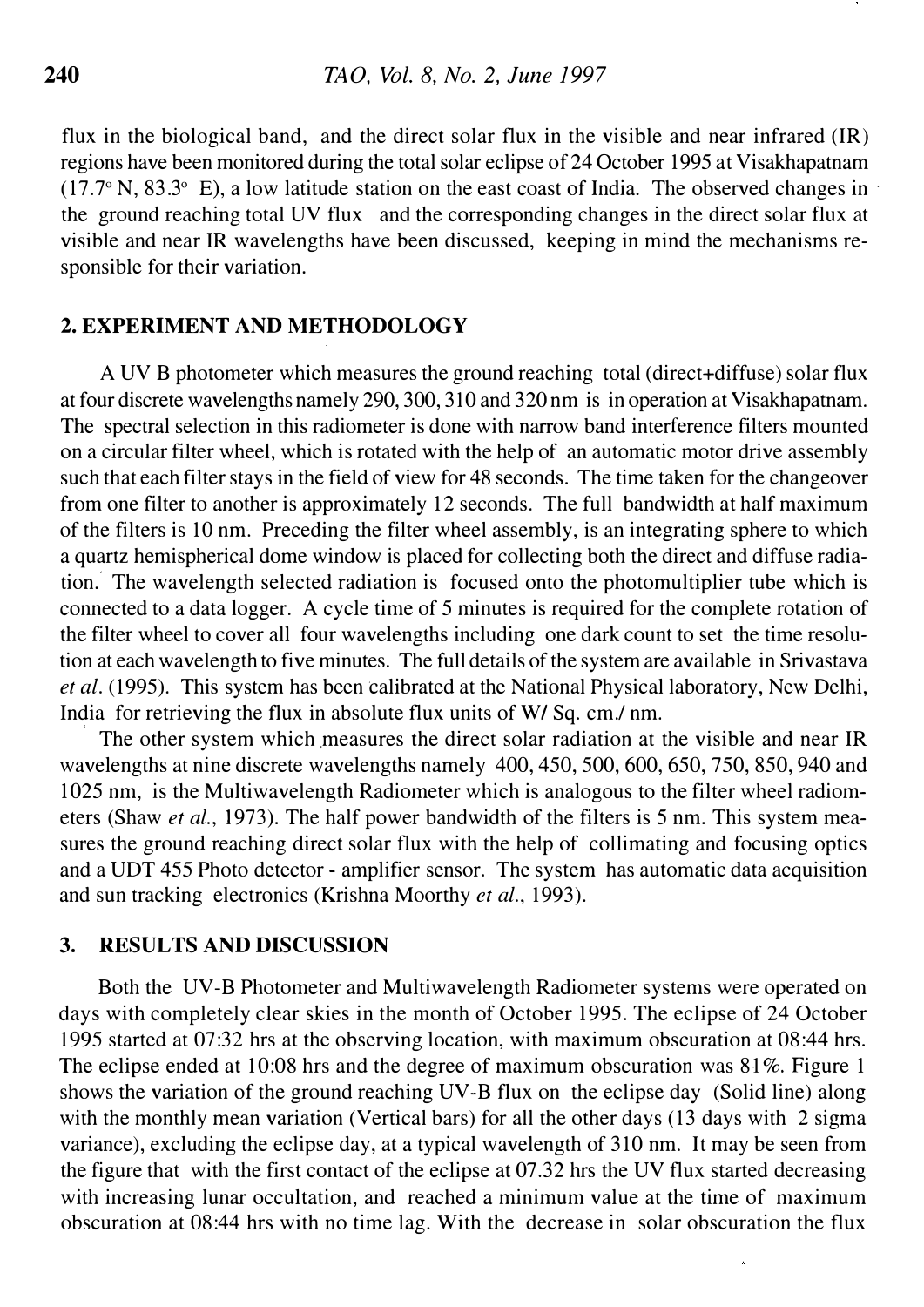flux in the biological band, and the direct solar flux in the visible and near infrared (IR) regions have been monitored during the total solar eclipse of 24 October 1995 at Visakhapatnam (17.7° N, 83.3° E), a low latitude station on the east coast of India. The observed changes in the ground reaching total UV flux and the corresponding changes in the direct solar flux at visible and near IR wavelengths have been discussed, keeping in mind the mechanisms responsible for their variation.

## 2. EXPERIMENT AND METHODOLOGY

A UV B photometer which measures the ground reaching total (direct+diffuse) solar flux at four discrete wavelengths namely 290, 300, 310 and 320 nm is in operation at Visakhapatnam. The spectral selection in this radiometer is done with narrow band interference filters mounted on a circular filter wheel, which is rotated with the help of an automatic motor drive assembly such that each filter stays in the field of view for 48 seconds. The time taken for the changeover from one filter to another is approximately 12 seconds. The full bandwidth at half maximum of the filters is 10 nm. Preceding the filter wheel assembly, is an integrating sphere to which a quartz hemispherical dome window is placed for collecting both the direct and diffuse radiation. The wavelength selected radiation is focused onto the photomultiplier tube which is connected to a data logger. A cycle time of 5 minutes is required for the complete rotation of the filter wheel to cover all four wavelengths including one dark count to set the time resolution at each wavelength to five minutes. The full details of the system are available in Srivastava *et al.* (1995). This system has been calibrated at the National Physical laboratory, New Delhi, India for retrieving the flux in absolute flux units of W/ Sq. cm./ nm.

The other system which measures the direct solar radiation at the visible and near IR wavelengths at nine discrete wavelengths namely 400, 450, 500, 600, 650, 750, 850, 940 and 1025 nm, is the Multiwavelength Radiometer which is analogous to the filter wheel radiometers (Shaw *et al.*, 1973). The half power bandwidth of the filters is 5 nm. This system measures the ground reaching direct solar flux with the help of collimating and focusing optics and a UDT 455 Photo detector - amplifier sensor. The system has automatic data acquisition and sun tracking electronics (Krishna Moorthy *et al.*, 1993).

## 3. RESULTS AND DISCUSSION

Both the UV-B Photometer and Multiwavelength Radiometer systems were operated on days with completely clear skies in the month of October 1995. The eclipse of 24 October 1995 started at 07:32 hrs at the observing location, with maximum obscuration at 08:44 hrs. The eclipse ended at 10:08 hrs and the degree of maximum obscuration was 81%. Figure 1 shows the variation of the ground reaching UV-B flux on the eclipse day (Solid line) along with the monthly mean variation (Vertical bars) for all the other days (13 days with 2 sigma variance), excluding the eclipse day, at a typical wavelength of 310 nm. It may be seen from the figure that with the first contact of the eclipse at 07.32 hrs the UV flux started decreasing with increasing lunar occultation, and reached a minimum value at the time of maximum obscuration at 08:44 hrs with no time lag. With the decrease in solar obscuration the flux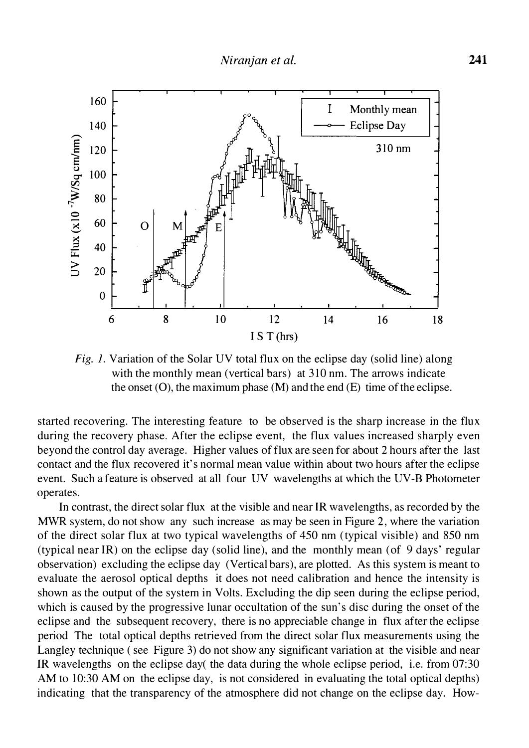*Fig. 1.* Variation of the Solar UV total flux on the eclipse day (solid line) along with the monthly mean (vertical bars) at 310 nm. The arrows indicate the onset (O), the maximum phase (M) and the end (E) time of the eclipse.

started recovering. The interesting feature to be observed is the sharp increase in the flux during the recovery phase. After the eclipse event, the flux values increased sharply even beyond the control day average. Higher values of flux are seen for about 2 hours after the last contact and the flux recovered it's normal mean value within about two hours after the eclipse event. Such a feature is observed at all four UV wavelengths at which the UV-B Photometer operates.

In contrast, the direct solar flux at the visible and near IR wavelengths, as recorded by the MWR system, do not show any such increase as may be seen in Figure 2, where the variation of the direct solar flux at two typical wavelengths of 450 nm (typical visible) and 850 nm (typical near IR) on the eclipse day (solid line), and the monthly mean (of 9 days' regular observation) excluding the eclipse day (Vertical bars), are plotted. As this system is meant to evaluate the aerosol optical depths it does not need calibration and hence the intensity is shown as the output of the system in Volts. Excluding the dip seen during the eclipse period, which is caused by the progressive lunar occultation of the sun's disc during the onset of the eclipse and the subsequent recovery, there is no appreciable change in flux after the eclipse period The total optical depths retrieved from the direct solar flux measurements using the Langley technique ( see Figure 3) do not show any significant variation at the visible and near IR wavelengths on the eclipse day( the data during the whole eclipse period, i.e. from 07:30 AM to 10:30 AM on the eclipse day, is not considered in evaluating the total optical depths) indicating that the transparency of the atmosphere did not change on the eclipse day. How-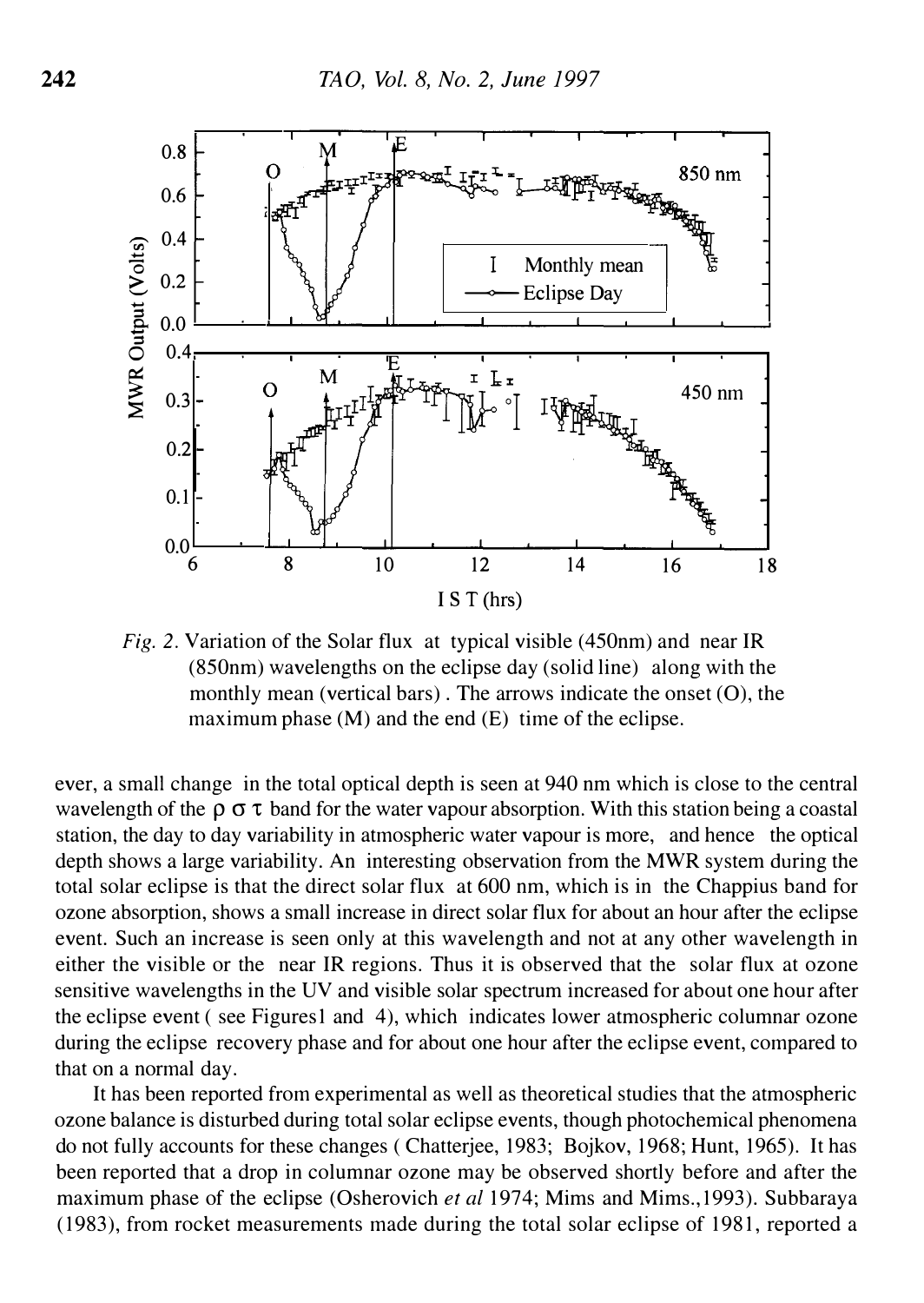*Fig. 2*. Variation of the Solar flux at typical visible (450nm) and near IR (850nm) wavelengths on the eclipse day (solid line) along with the monthly mean (vertical bars). The arrows indicate the onset (O), the maximum phase (M) and the end (E) time of the eclipse.

ever, a small change in the total optical depth is seen at 940 nm which is close to the central wavelength of the $\rho\ \sigma\ \tau$ band for the water vapour absorption. With this station being a coastal station, the day to day variability in atmospheric water vapour is more, and hence the optical depth shows a large variability. An interesting observation from the MWR system during the total solar eclipse is that the direct solar flux at 600 nm, which is in the Chappius band for ozone absorption, shows a small increase in direct solar flux for about an hour after the eclipse event. Such an increase is seen only at this wavelength and not at any other wavelength in either the visible or the near IR regions. Thus it is observed that the solar flux at ozone sensitive wavelengths in the UV and visible solar spectrum increased for about one hour after the eclipse event ( see Figures1 and 4), which indicates lower atmospheric columnar ozone during the eclipse recovery phase and for about one hour after the eclipse event, compared to that on a normal day.

It has been reported from experimental as well as theoretical studies that the atmospheric ozone balance is disturbed during total solar eclipse events, though photochemical phenomena do not fully accounts for these changes ( Chatterjee, 1983; Bojkov, 1968; Hunt, 1965). It has been reported that a drop in columnar ozone may be observed shortly before and after the maximum phase of the eclipse (Osherovich *et al* 1974; Mims and Mims.,1993). Subbaraya (1983), from rocket measurements made during the total solar eclipse of 1981, reported a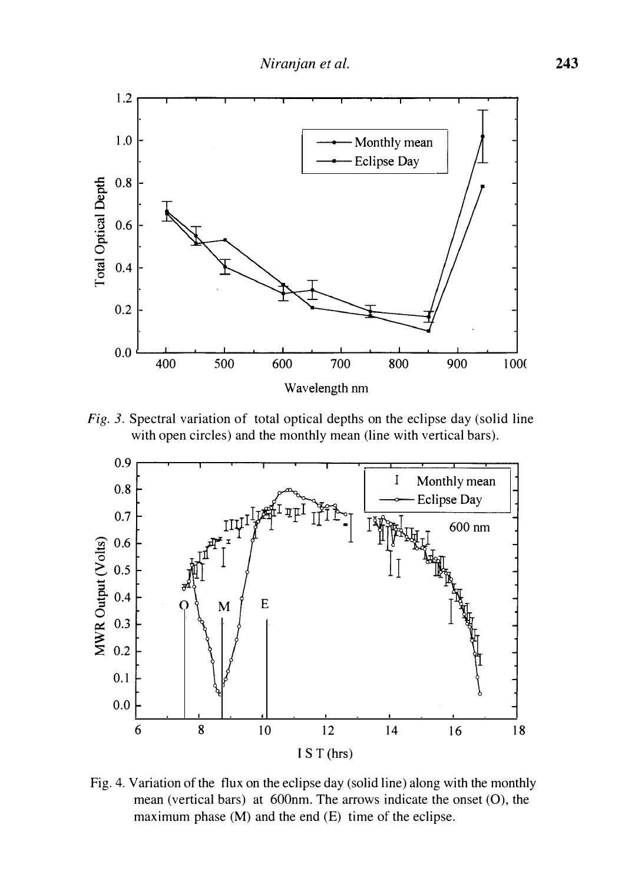*Fig. 3.* Spectral variation of total optical depths on the eclipse day (solid line with open circles) and the monthly mean (line with vertical bars).

Fig. 4. Variation of the flux on the eclipse day (solid line) along with the monthly mean (vertical bars) at 600nm. The arrows indicate the onset (O), the maximum phase (M) and the end (E) time of the eclipse.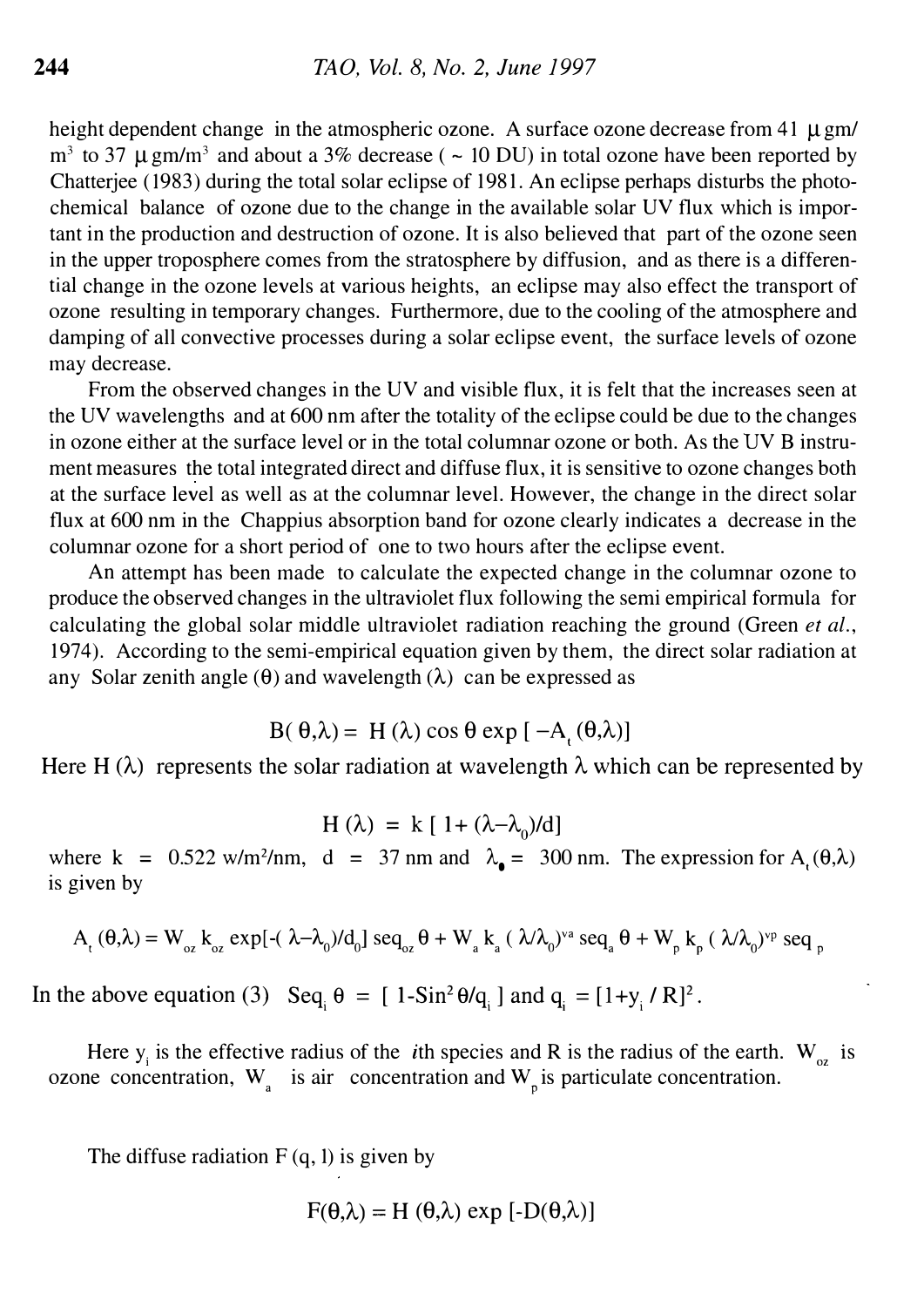height dependent change in the atmospheric ozone. A surface ozone decrease from 41 $\mu$ gm/m$^3$ to 37 $\mu$ gm/m$^3$ and about a 3% decrease ( ~ 10 DU) in total ozone have been reported by Chatterjee (1983) during the total solar eclipse of 1981. An eclipse perhaps disturbs the photochemical balance of ozone due to the change in the available solar UV flux which is important in the production and destruction of ozone. It is also believed that part of the ozone seen in the upper troposphere comes from the stratosphere by diffusion, and as there is a differential change in the ozone levels at various heights, an eclipse may also effect the transport of ozone resulting in temporary changes. Furthermore, due to the cooling of the atmosphere and damping of all convective processes during a solar eclipse event, the surface levels of ozone may decrease.

From the observed changes in the UV and visible flux, it is felt that the increases seen at the UV wavelengths and at 600 nm after the totality of the eclipse could be due to the changes in ozone either at the surface level or in the total columnar ozone or both. As the UV B instrument measures the total integrated direct and diffuse flux, it is sensitive to ozone changes both at the surface level as well as at the columnar level. However, the change in the direct solar flux at 600 nm in the Chappius absorption band for ozone clearly indicates a decrease in the columnar ozone for a short period of one to two hours after the eclipse event.

An attempt has been made to calculate the expected change in the columnar ozone to produce the observed changes in the ultraviolet flux following the semi empirical formula for calculating the global solar middle ultraviolet radiation reaching the ground (Green *et al.*, 1974). According to the semi-empirical equation given by them, the direct solar radiation at any Solar zenith angle ($\theta$) and wavelength ($\lambda$) can be expressed as

$$B(\theta,\lambda) = H(\lambda) \cos\theta \exp[-A_t(\theta,\lambda)]$$

Here $H(\lambda)$ represents the solar radiation at wavelength $\lambda$ which can be represented by

$$H(\lambda) = k[1 + (\lambda - \lambda_0)/d]$$

where k = 0.522 w/m$^2$/nm, d = 37 nm and $\lambda_0$ = 300 nm. The expression for $A_t(\theta,\lambda)$ is given by

$$A_t(\theta,\lambda) = W_{oz} k_{oz} \exp[-(\lambda-\lambda_0)/d_0] \operatorname{seq}_{oz}\theta + W_a k_a (\lambda/\lambda_0)^{va} \operatorname{seq}_a\theta + W_p k_p (\lambda/\lambda_0)^{vp} \operatorname{seq}_p$$

In the above equation (3) $\operatorname{Seq}_i \theta = [1 - \operatorname{Sin}^2\theta/q_i]$ and $q_i = [1 + y_i/R]^2$.

Here $y_i$ is the effective radius of the *i*th species and R is the radius of the earth. $W_{oz}$ is ozone concentration, $W_a$ is air concentration and $W_p$ is particulate concentration.

The diffuse radiation F (q, l) is given by

$$F(\theta,\lambda) = H(\theta,\lambda) \exp[-D(\theta,\lambda)]$$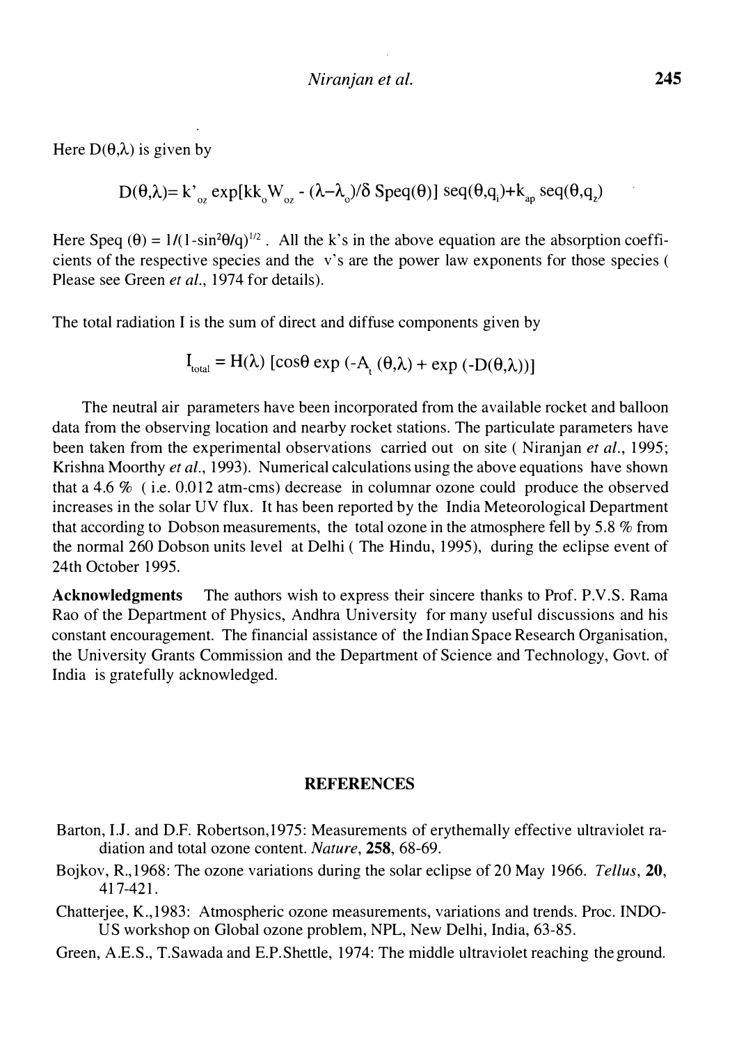Here $D(\theta,\lambda)$ is given by

$$D(\theta,\lambda)= k'_{oz} \exp[kk_o W_{oz} - (\lambda-\lambda_o)/\delta \; Speq(\theta)] \; seq(\theta,q_i)+k_{ap} \; seq(\theta,q_z)$$

Here $Speq(\theta) = 1/(1-\sin^2\theta/q)^{1/2}$. All the k's in the above equation are the absorption coefficients of the respective species and the v's are the power law exponents for those species ( Please see Green *et al.*, 1974 for details).

The total radiation I is the sum of direct and diffuse components given by

$$I_{total} = H(\lambda) \; [\cos\theta \exp(-A_t(\theta,\lambda) + \exp(-D(\theta,\lambda))]$$

The neutral air parameters have been incorporated from the available rocket and balloon data from the observing location and nearby rocket stations. The particulate parameters have been taken from the experimental observations carried out on site ( Niranjan *et al.*, 1995; Krishna Moorthy *et al.*, 1993). Numerical calculations using the above equations have shown that a 4.6 % ( i.e. 0.012 atm-cms) decrease in columnar ozone could produce the observed increases in the solar UV flux. It has been reported by the India Meteorological Department that according to Dobson measurements, the total ozone in the atmosphere fell by 5.8 % from the normal 260 Dobson units level at Delhi ( The Hindu, 1995), during the eclipse event of 24th October 1995.

**Acknowledgments** The authors wish to express their sincere thanks to Prof. P.V.S. Rama Rao of the Department of Physics, Andhra University for many useful discussions and his constant encouragement. The financial assistance of the Indian Space Research Organisation, the University Grants Commission and the Department of Science and Technology, Govt. of India is gratefully acknowledged.

## REFERENCES

Barton, I.J. and D.F. Robertson,1975: Measurements of erythemally effective ultraviolet radiation and total ozone content. *Nature*, **258**, 68-69.

Bojkov, R.,1968: The ozone variations during the solar eclipse of 20 May 1966. *Tellus*, **20**, 417-421.

Chatterjee, K.,1983: Atmospheric ozone measurements, variations and trends. Proc. INDO-US workshop on Global ozone problem, NPL, New Delhi, India, 63-85.

Green, A.E.S., T.Sawada and E.P.Shettle, 1974: The middle ultraviolet reaching the ground.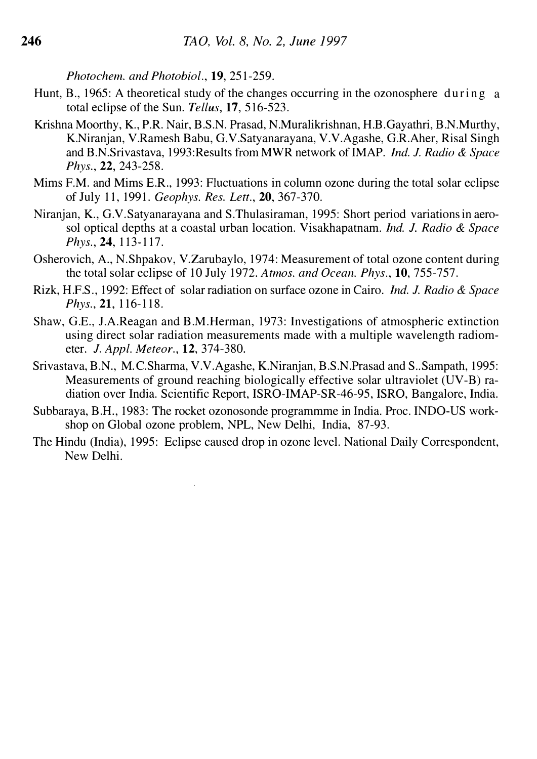*Photochem. and Photobiol.*, **19**, 251-259.

Hunt, B., 1965: A theoretical study of the changes occurring in the ozonosphere during a total eclipse of the Sun. *Tellus*, **17**, 516-523.

Krishna Moorthy, K., P.R. Nair, B.S.N. Prasad, N.Muralikrishnan, H.B.Gayathri, B.N.Murthy, K.Niranjan, V.Ramesh Babu, G.V.Satyanarayana, V.V.Agashe, G.R.Aher, Risal Singh and B.N.Srivastava, 1993:Results from MWR network of IMAP. *Ind. J. Radio & Space Phys.*, **22**, 243-258.

Mims F.M. and Mims E.R., 1993: Fluctuations in column ozone during the total solar eclipse of July 11, 1991. *Geophys. Res. Lett.*, **20**, 367-370.

Niranjan, K., G.V.Satyanarayana and S.Thulasiraman, 1995: Short period variations in aerosol optical depths at a coastal urban location. Visakhapatnam. *Ind. J. Radio & Space Phys.*, **24**, 113-117.

Osherovich, A., N.Shpakov, V.Zarubaylo, 1974: Measurement of total ozone content during the total solar eclipse of 10 July 1972. *Atmos. and Ocean. Phys.*, **10**, 755-757.

Rizk, H.F.S., 1992: Effect of solar radiation on surface ozone in Cairo. *Ind. J. Radio & Space Phys.*, **21**, 116-118.

Shaw, G.E., J.A.Reagan and B.M.Herman, 1973: Investigations of atmospheric extinction using direct solar radiation measurements made with a multiple wavelength radiometer. *J. Appl. Meteor.*, **12**, 374-380.

Srivastava, B.N., M.C.Sharma, V.V.Agashe, K.Niranjan, B.S.N.Prasad and S..Sampath, 1995: Measurements of ground reaching biologically effective solar ultraviolet (UV-B) radiation over India. Scientific Report, ISRO-IMAP-SR-46-95, ISRO, Bangalore, India.

Subbaraya, B.H., 1983: The rocket ozonosonde programmme in India. Proc. INDO-US workshop on Global ozone problem, NPL, New Delhi, India, 87-93.

The Hindu (India), 1995: Eclipse caused drop in ozone level. National Daily Correspondent, New Delhi.